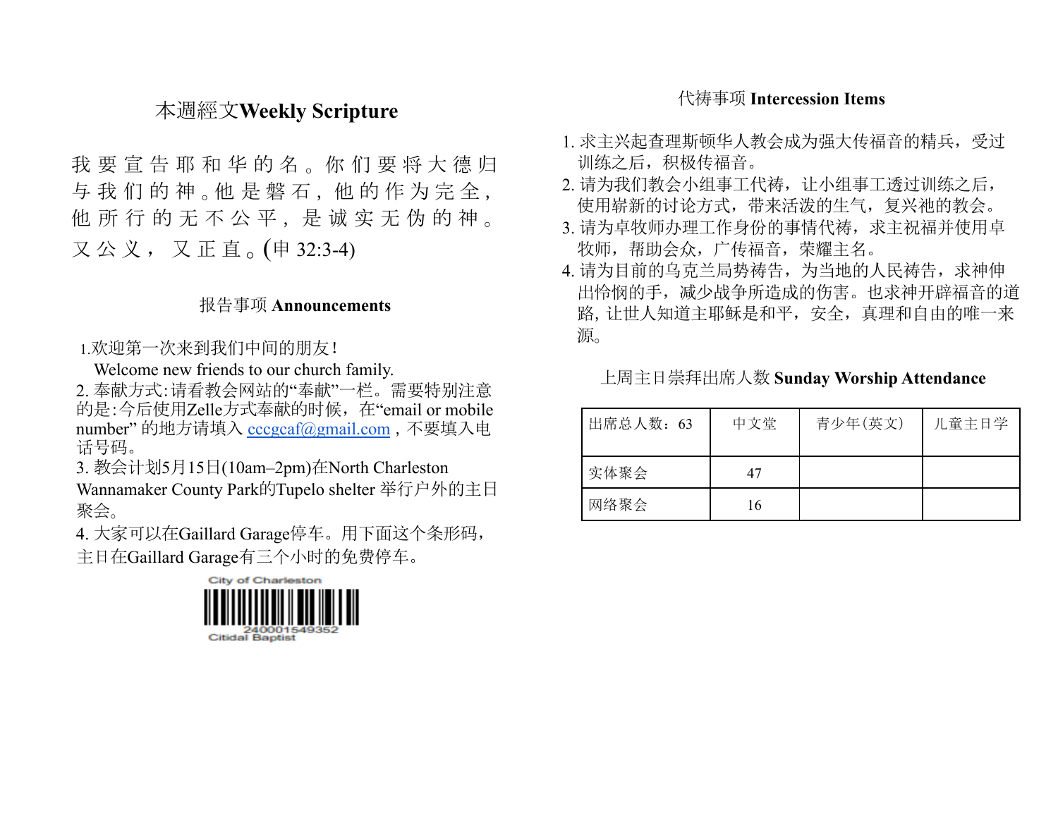## 本週經文Weekly Scripture

我要宣告耶和华的名。你们要将大德归与我们的神。他是磐石，他的作为完全，他所行的无不公平，是诚实无伪的神。又公义，又正直。(申 32:3-4)

## 报告事项 Announcements

1.欢迎第一次来到我们中间的朋友！
Welcome new friends to our church family.

2. 奉献方式:请看教会网站的“奉献”一栏。需要特别注意的是:今后使用Zelle方式奉献的时候，在“email or mobile number” 的地方请填入 cccgcaf@gmail.com，不要填入电话号码。

3. 教会计划5月15日(10am–2pm)在North Charleston Wannamaker County Park的Tupelo shelter 举行户外的主日聚会。

4. 大家可以在Gaillard Garage停车。用下面这个条形码，主日在Gaillard Garage有三个小时的免费停车。

City of Charleston
240001549352
Citidal Baptist

## 代祷事项 Intercession Items

1. 求主兴起查理斯顿华人教会成为强大传福音的精兵，受过训练之后，积极传福音。
2. 请为我们教会小组事工代祷，让小组事工透过训练之后，使用崭新的讨论方式，带来活泼的生气，复兴祂的教会。
3. 请为卓牧师办理工作身份的事情代祷，求主祝福并使用卓牧师，帮助会众，广传福音，荣耀主名。
4. 请为目前的乌克兰局势祷告，为当地的人民祷告，求神伸出怜悯的手，减少战争所造成的伤害。也求神开辟福音的道路, 让世人知道主耶稣是和平，安全，真理和自由的唯一来源。

## 上周主日崇拜出席人数 Sunday Worship Attendance

| 出席总人数：63 | 中文堂 | 青少年(英文) | 儿童主日学 |
|---|---|---|---|
| 实体聚会 | 47 | | |
| 网络聚会 | 16 | | |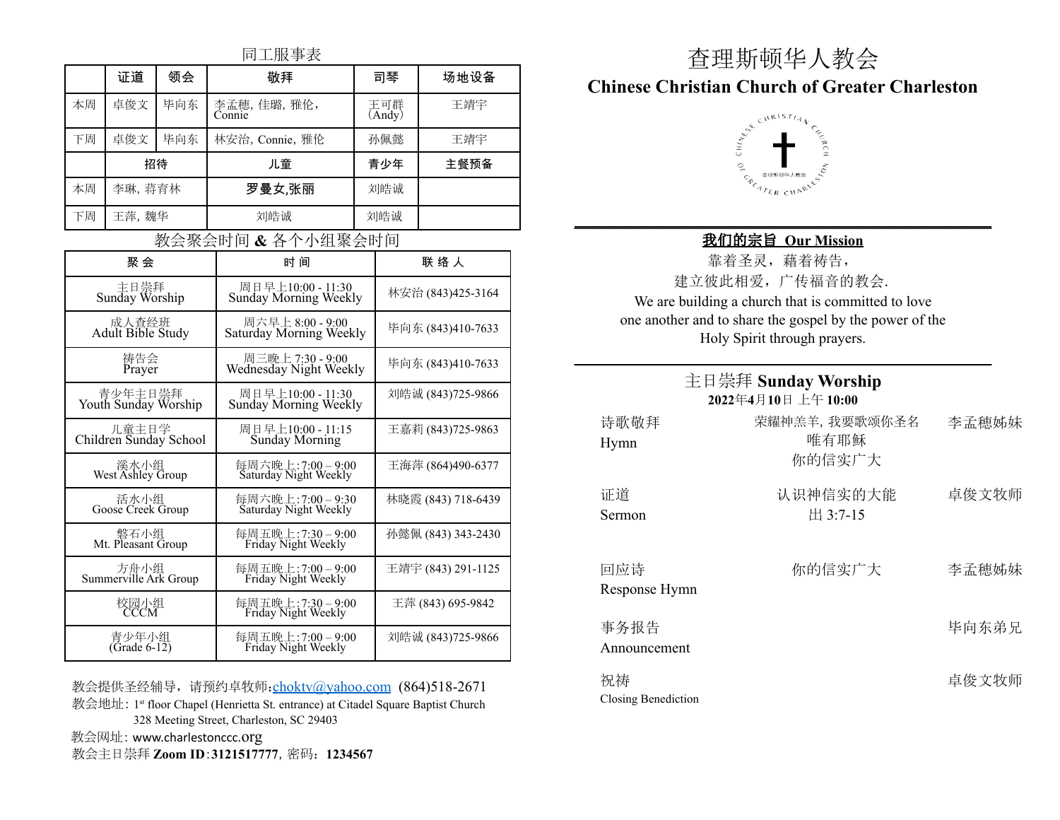## 同工服事表

| | 证道 | 领会 | 敬拜 | 司琴 | 场地设备 |
|---|---|---|---|---|---|
| 本周 | 卓俊文 | 毕向东 | 李孟穗, 佳璐, 雅伦, Connie | 王可群 (Andy) | 王靖宇 |
| 下周 | 卓俊文 | 毕向东 | 林安治, Connie, 雅伦 | 孙佩懿 | 王靖宇 |
| | 招待 | | 儿童 | 青少年 | 主餐预备 |
| 本周 | 李琳, 蒋育林 | | 罗曼女,张丽 | 刘皓诚 | |
| 下周 | 王萍, 魏华 | | 刘皓诚 | 刘皓诚 | |

## 教会聚会时间 & 各个小组聚会时间

| 聚 会 | 时 间 | 联 络 人 |
|---|---|---|
| 主日崇拜 Sunday Worship | 周日早上10:00 - 11:30 Sunday Morning Weekly | 林安治 (843)425-3164 |
| 成人查经班 Adult Bible Study | 周六早上 8:00 - 9:00 Saturday Morning Weekly | 毕向东 (843)410-7633 |
| 祷告会 Prayer | 周三晚上 7:30 - 9:00 Wednesday Night Weekly | 毕向东 (843)410-7633 |
| 青少年主日崇拜 Youth Sunday Worship | 周日早上10:00 - 11:30 Sunday Morning Weekly | 刘皓诚 (843)725-9866 |
| 儿童主日学 Children Sunday School | 周日早上10:00 - 11:15 Sunday Morning | 王嘉莉 (843)725-9863 |
| 溪水小组 West Ashley Group | 每周六晚上: 7:00 – 9:00 Saturday Night Weekly | 王海萍 (864)490-6377 |
| 活水小组 Goose Creek Group | 每周六晚上: 7:00 – 9:30 Saturday Night Weekly | 林晓霞 (843) 718-6439 |
| 磐石小组 Mt. Pleasant Group | 每周五晚上: 7:30 – 9:00 Friday Night Weekly | 孙懿佩 (843) 343-2430 |
| 方舟小组 Summerville Ark Group | 每周五晚上: 7:00 – 9:00 Friday Night Weekly | 王靖宇 (843) 291-1125 |
| 校园小组 CCCM | 每周五晚上: 7:30 – 9:00 Friday Night Weekly | 王萍 (843) 695-9842 |
| 青少年小组 (Grade 6-12) | 每周五晚上: 7:00 – 9:00 Friday Night Weekly | 刘皓诚 (843)725-9866 |

教会提供圣经辅导，请预约卓牧师: choktv@yahoo.com (864)518-2671

教会地址: 1st floor Chapel (Henrietta St. entrance) at Citadel Square Baptist Church
328 Meeting Street, Charleston, SC 29403

教会网址: www.charlestonccc.org

教会主日崇拜 **Zoom ID**: **3121517777**, 密码: **1234567**

# 查理斯顿华人教会

## Chinese Christian Church of Greater Charleston

**我们的宗旨 Our Mission**

靠着圣灵，藉着祷告，
建立彼此相爱，广传福音的教会.
We are building a church that is committed to love
one another and to share the gospel by the power of the
Holy Spirit through prayers.

## 主日崇拜 Sunday Worship

**2022年4月10日 上午 10:00**

| | | |
|---|---|---|
| 诗歌敬拜 Hymn | 荣耀神羔羊, 我要歌颂你圣名<br>唯有耶稣<br>你的信实广大 | 李孟穗姊妹 |
| 证道 Sermon | 认识神信实的大能<br>出 3:7-15 | 卓俊文牧师 |
| 回应诗 Response Hymn | 你的信实广大 | 李孟穗姊妹 |
| 事务报告 Announcement | | 毕向东弟兄 |
| 祝祷 Closing Benediction | | 卓俊文牧师 |